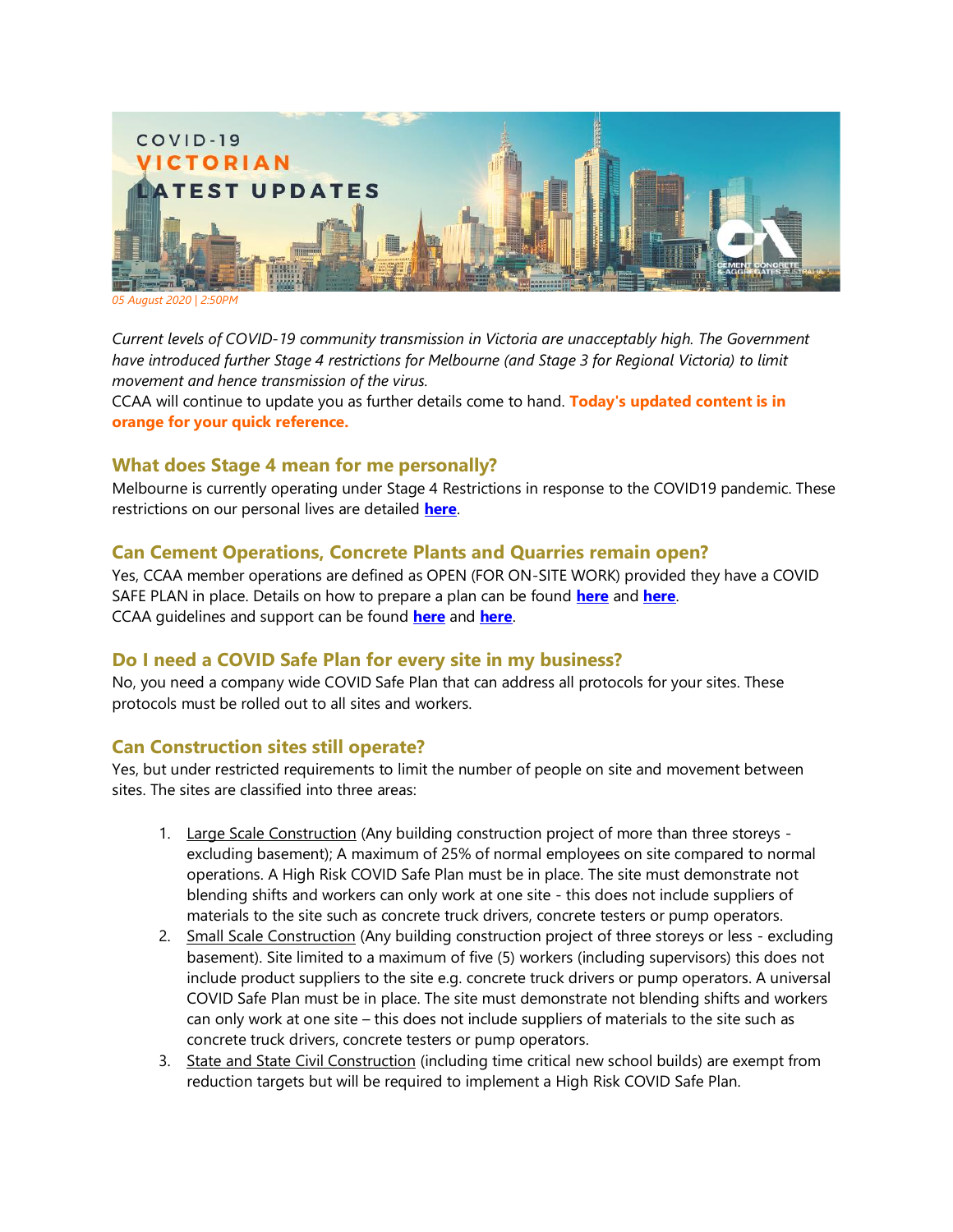COVID-19
VICTORIAN
LATEST UPDATES

*05 August 2020 | 2:50PM*

*Current levels of COVID-19 community transmission in Victoria are unacceptably high. The Government have introduced further Stage 4 restrictions for Melbourne (and Stage 3 for Regional Victoria) to limit movement and hence transmission of the virus.*
CCAA will continue to update you as further details come to hand. **Today's updated content is in orange for your quick reference.**

## What does Stage 4 mean for me personally?

Melbourne is currently operating under Stage 4 Restrictions in response to the COVID19 pandemic. These restrictions on our personal lives are detailed **here**.

## Can Cement Operations, Concrete Plants and Quarries remain open?

Yes, CCAA member operations are defined as OPEN (FOR ON-SITE WORK) provided they have a COVID SAFE PLAN in place. Details on how to prepare a plan can be found **here** and **here**.
CCAA guidelines and support can be found **here** and **here**.

## Do I need a COVID Safe Plan for every site in my business?

No, you need a company wide COVID Safe Plan that can address all protocols for your sites. These protocols must be rolled out to all sites and workers.

## Can Construction sites still operate?

Yes, but under restricted requirements to limit the number of people on site and movement between sites. The sites are classified into three areas:

1. Large Scale Construction (Any building construction project of more than three storeys - excluding basement); A maximum of 25% of normal employees on site compared to normal operations. A High Risk COVID Safe Plan must be in place. The site must demonstrate not blending shifts and workers can only work at one site - this does not include suppliers of materials to the site such as concrete truck drivers, concrete testers or pump operators.
2. Small Scale Construction (Any building construction project of three storeys or less - excluding basement). Site limited to a maximum of five (5) workers (including supervisors) this does not include product suppliers to the site e.g. concrete truck drivers or pump operators. A universal COVID Safe Plan must be in place. The site must demonstrate not blending shifts and workers can only work at one site – this does not include suppliers of materials to the site such as concrete truck drivers, concrete testers or pump operators.
3. State and State Civil Construction (including time critical new school builds) are exempt from reduction targets but will be required to implement a High Risk COVID Safe Plan.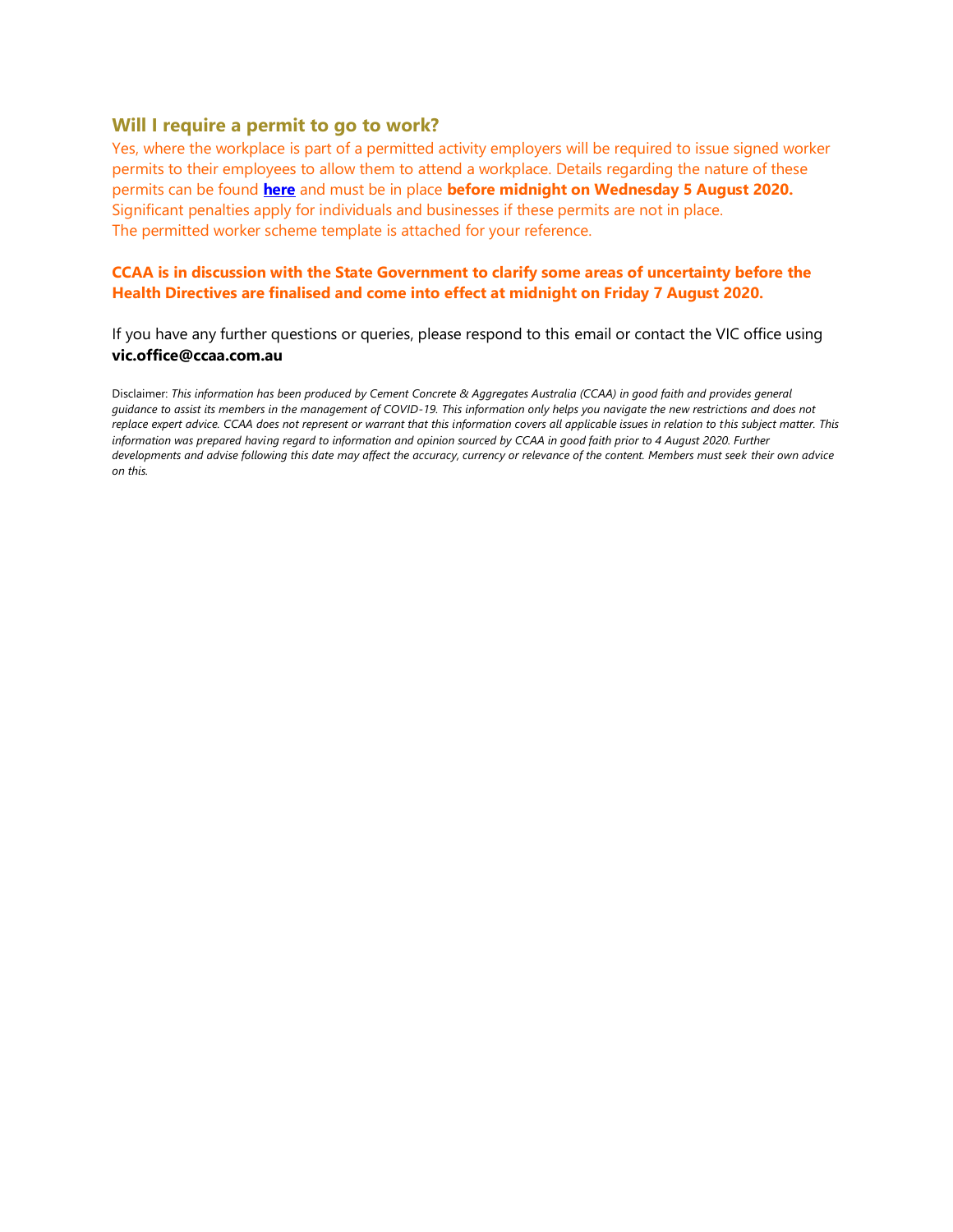## Will I require a permit to go to work?

Yes, where the workplace is part of a permitted activity employers will be required to issue signed worker permits to their employees to allow them to attend a workplace. Details regarding the nature of these permits can be found **here** and must be in place **before midnight on Wednesday 5 August 2020.** Significant penalties apply for individuals and businesses if these permits are not in place. The permitted worker scheme template is attached for your reference.

**CCAA is in discussion with the State Government to clarify some areas of uncertainty before the Health Directives are finalised and come into effect at midnight on Friday 7 August 2020.**

If you have any further questions or queries, please respond to this email or contact the VIC office using **vic.office@ccaa.com.au**

Disclaimer: *This information has been produced by Cement Concrete & Aggregates Australia (CCAA) in good faith and provides general guidance to assist its members in the management of COVID-19. This information only helps you navigate the new restrictions and does not replace expert advice. CCAA does not represent or warrant that this information covers all applicable issues in relation to this subject matter. This information was prepared having regard to information and opinion sourced by CCAA in good faith prior to 4 August 2020. Further developments and advise following this date may affect the accuracy, currency or relevance of the content. Members must seek their own advice on this.*